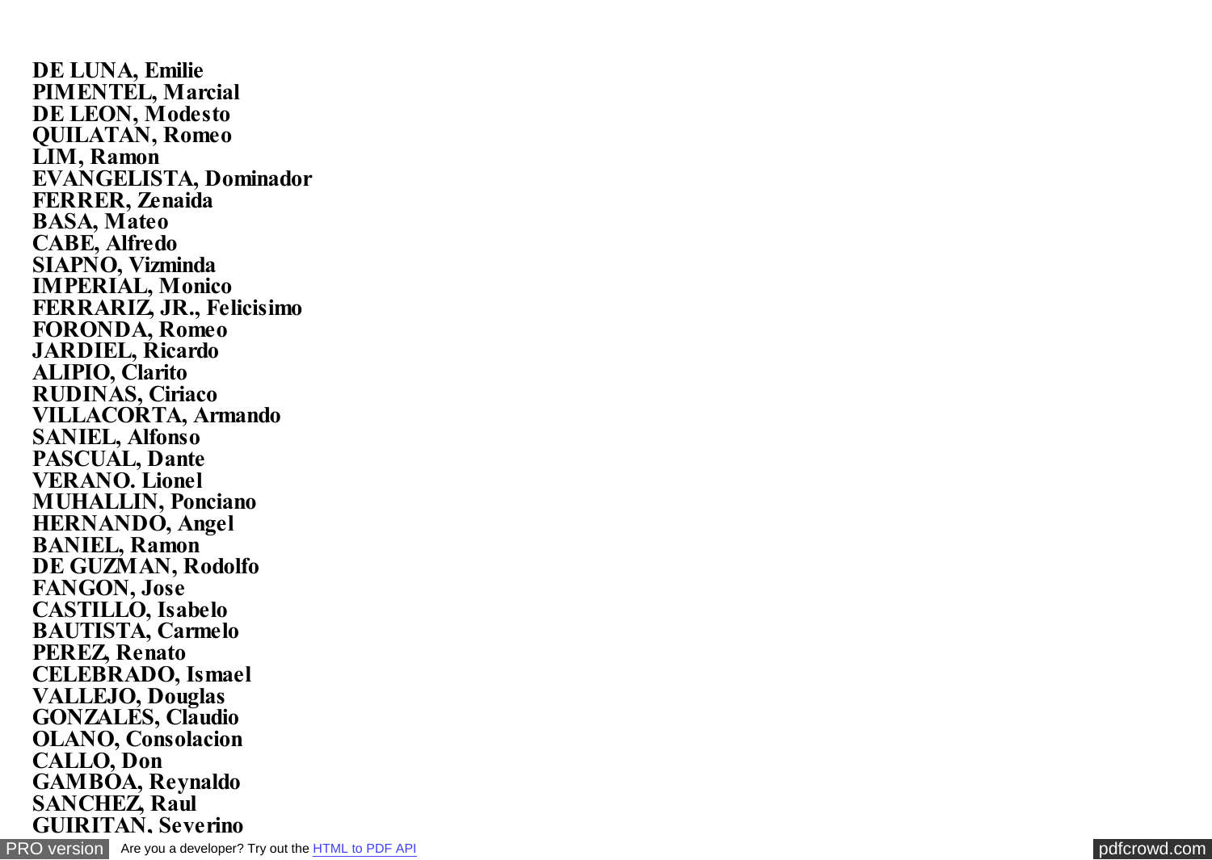**DE LUNA, Emilie**
**PIMENTEL, Marcial**
**DE LEON, Modesto**
**QUILATAN, Romeo**
**LIM, Ramon**
**EVANGELISTA, Dominador**
**FERRER, Zenaida**
**BASA, Mateo**
**CABE, Alfredo**
**SIAPNO, Vizminda**
**IMPERIAL, Monico**
**FERRARIZ, JR., Felicisimo**
**FORONDA, Romeo**
**JARDIEL, Ricardo**
**ALIPIO, Clarito**
**RUDINAS, Ciriaco**
**VILLACORTA, Armando**
**SANIEL, Alfonso**
**PASCUAL, Dante**
**VERANO. Lionel**
**MUHALLIN, Ponciano**
**HERNANDO, Angel**
**BANIEL, Ramon**
**DE GUZMAN, Rodolfo**
**FANGON, Jose**
**CASTILLO, Isabelo**
**BAUTISTA, Carmelo**
**PEREZ, Renato**
**CELEBRADO, Ismael**
**VALLEJO, Douglas**
**GONZALES, Claudio**
**OLANO, Consolacion**
**CALLO, Don**
**GAMBOA, Reynaldo**
**SANCHEZ, Raul**
**GUIRITAN, Severino**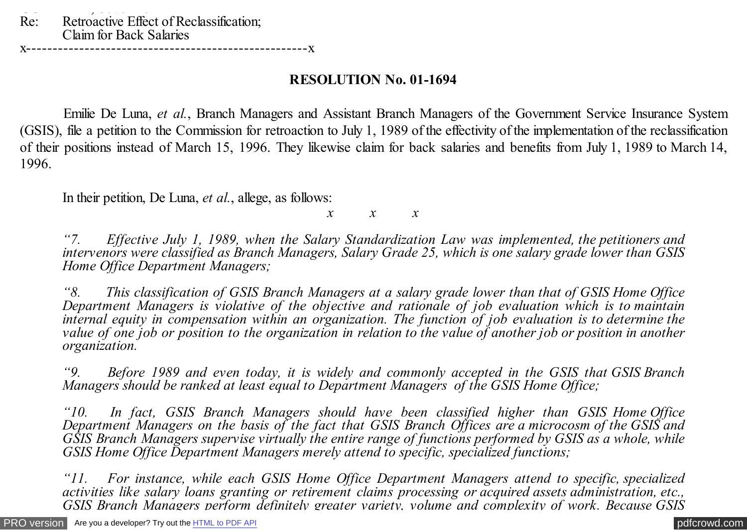Re: Retroactive Effect of Reclassification;
Claim for Back Salaries

x----------------------------------------------------x

**RESOLUTION No. 01-1694**

Emilie De Luna, *et al.*, Branch Managers and Assistant Branch Managers of the Government Service Insurance System (GSIS), file a petition to the Commission for retroaction to July 1, 1989 of the effectivity of the implementation of the reclassification of their positions instead of March 15, 1996. They likewise claim for back salaries and benefits from July 1, 1989 to March 14, 1996.

In their petition, De Luna, *et al.*, allege, as follows:

*x x x*

*"7. Effective July 1, 1989, when the Salary Standardization Law was implemented, the petitioners and intervenors were classified as Branch Managers, Salary Grade 25, which is one salary grade lower than GSIS Home Office Department Managers;*

*"8. This classification of GSIS Branch Managers at a salary grade lower than that of GSIS Home Office Department Managers is violative of the objective and rationale of job evaluation which is to maintain internal equity in compensation within an organization. The function of job evaluation is to determine the value of one job or position to the organization in relation to the value of another job or position in another organization.*

*"9. Before 1989 and even today, it is widely and commonly accepted in the GSIS that GSIS Branch Managers should be ranked at least equal to Department Managers of the GSIS Home Office;*

*"10. In fact, GSIS Branch Managers should have been classified higher than GSIS Home Office Department Managers on the basis of the fact that GSIS Branch Offices are a microcosm of the GSIS and GSIS Branch Managers supervise virtually the entire range of functions performed by GSIS as a whole, while GSIS Home Office Department Managers merely attend to specific, specialized functions;*

*"11. For instance, while each GSIS Home Office Department Managers attend to specific, specialized activities like salary loans granting or retirement claims processing or acquired assets administration, etc., GSIS Branch Managers perform definitely greater variety, volume and complexity of work. Because GSIS*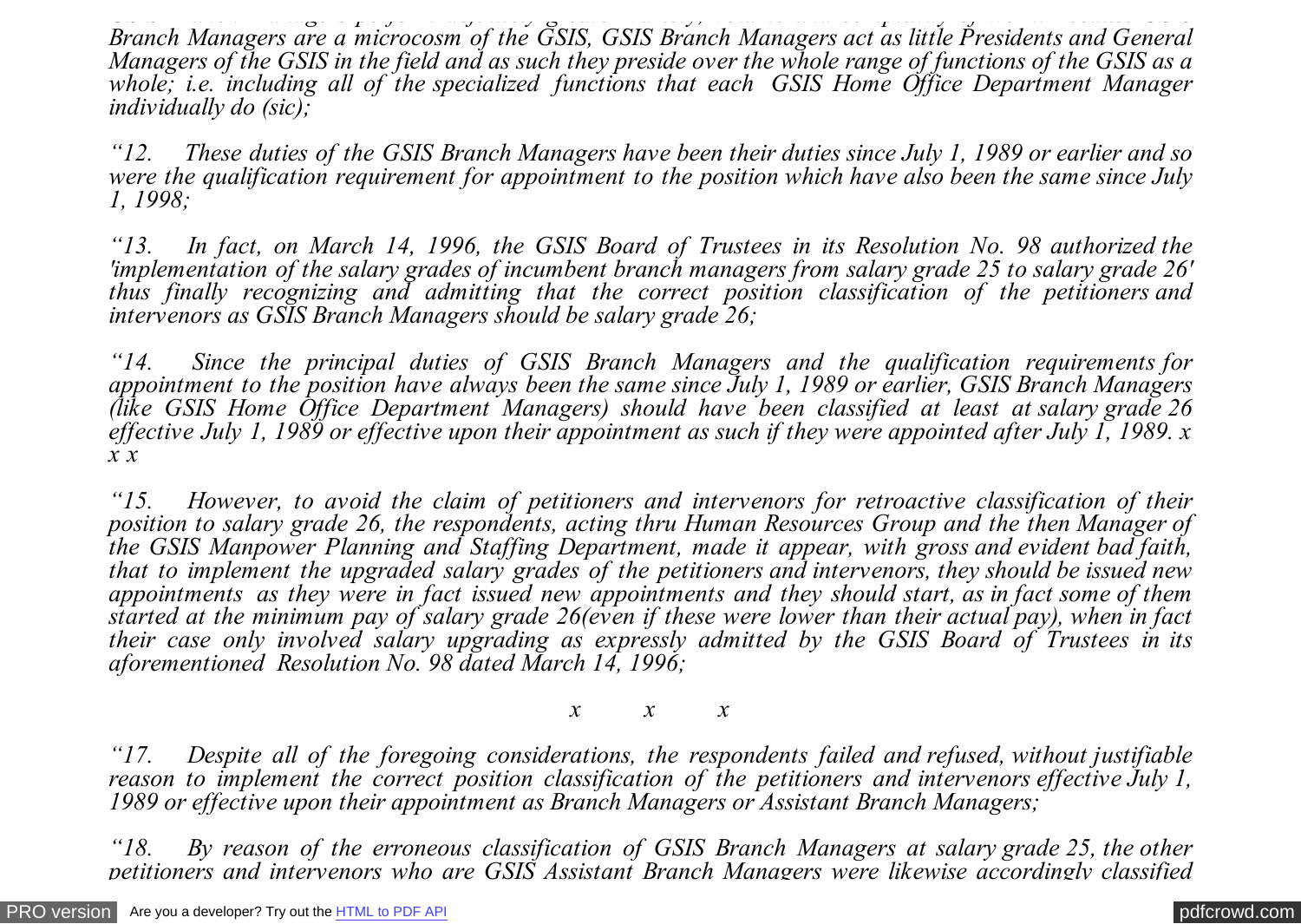*Branch Managers are a microcosm of the GSIS, GSIS Branch Managers act as little Presidents and General Managers of the GSIS in the field and as such they preside over the whole range of functions of the GSIS as a whole; i.e. including all of the specialized functions that each GSIS Home Office Department Manager individually do (sic);*

*"12. These duties of the GSIS Branch Managers have been their duties since July 1, 1989 or earlier and so were the qualification requirement for appointment to the position which have also been the same since July 1, 1998;*

*"13. In fact, on March 14, 1996, the GSIS Board of Trustees in its Resolution No. 98 authorized the 'implementation of the salary grades of incumbent branch managers from salary grade 25 to salary grade 26' thus finally recognizing and admitting that the correct position classification of the petitioners and intervenors as GSIS Branch Managers should be salary grade 26;*

*"14. Since the principal duties of GSIS Branch Managers and the qualification requirements for appointment to the position have always been the same since July 1, 1989 or earlier, GSIS Branch Managers (like GSIS Home Office Department Managers) should have been classified at least at salary grade 26 effective July 1, 1989 or effective upon their appointment as such if they were appointed after July 1, 1989. x x x*

*"15. However, to avoid the claim of petitioners and intervenors for retroactive classification of their position to salary grade 26, the respondents, acting thru Human Resources Group and the then Manager of the GSIS Manpower Planning and Staffing Department, made it appear, with gross and evident bad faith, that to implement the upgraded salary grades of the petitioners and intervenors, they should be issued new appointments as they were in fact issued new appointments and they should start, as in fact some of them started at the minimum pay of salary grade 26(even if these were lower than their actual pay), when in fact their case only involved salary upgrading as expressly admitted by the GSIS Board of Trustees in its aforementioned Resolution No. 98 dated March 14, 1996;*

*x x x*

*"17. Despite all of the foregoing considerations, the respondents failed and refused, without justifiable reason to implement the correct position classification of the petitioners and intervenors effective July 1, 1989 or effective upon their appointment as Branch Managers or Assistant Branch Managers;*

*"18. By reason of the erroneous classification of GSIS Branch Managers at salary grade 25, the other petitioners and intervenors who are GSIS Assistant Branch Managers were likewise accordingly classified*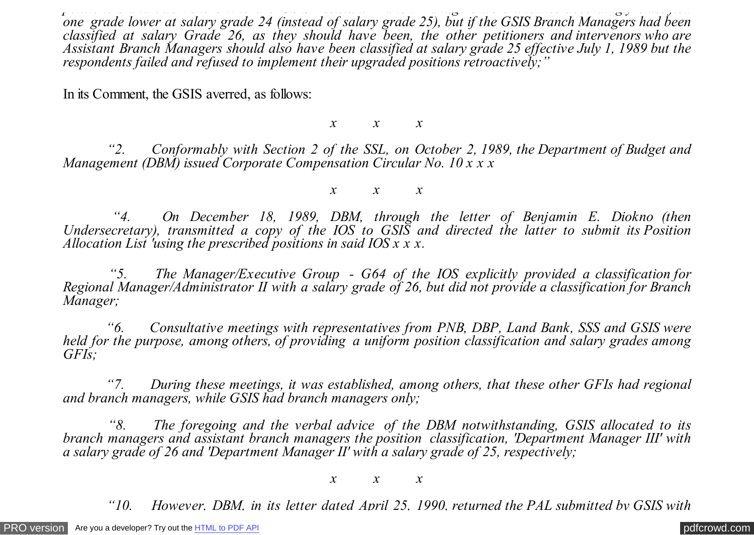*one grade lower at salary grade 24 (instead of salary grade 25), but if the GSIS Branch Managers had been classified at salary Grade 26, as they should have been, the other petitioners and intervenors who are Assistant Branch Managers should also have been classified at salary grade 25 effective July 1, 1989 but the respondents failed and refused to implement their upgraded positions retroactively;"*

In its Comment, the GSIS averred, as follows:

*x x x*

*"2. Conformably with Section 2 of the SSL, on October 2, 1989, the Department of Budget and Management (DBM) issued Corporate Compensation Circular No. 10 x x x*

*x x x*

*"4. On December 18, 1989, DBM, through the letter of Benjamin E. Diokno (then Undersecretary), transmitted a copy of the IOS to GSIS and directed the latter to submit its Position Allocation List 'using the prescribed positions in said IOS x x x.*

*"5. The Manager/Executive Group - G64 of the IOS explicitly provided a classification for Regional Manager/Administrator II with a salary grade of 26, but did not provide a classification for Branch Manager;*

*"6. Consultative meetings with representatives from PNB, DBP, Land Bank, SSS and GSIS were held for the purpose, among others, of providing a uniform position classification and salary grades among GFIs;*

*"7. During these meetings, it was established, among others, that these other GFIs had regional and branch managers, while GSIS had branch managers only;*

*"8. The foregoing and the verbal advice of the DBM notwithstanding, GSIS allocated to its branch managers and assistant branch managers the position classification, 'Department Manager III' with a salary grade of 26 and 'Department Manager II' with a salary grade of 25, respectively;*

*x x x*

*"10. However, DBM, in its letter dated April 25, 1990, returned the PAL submitted by GSIS with*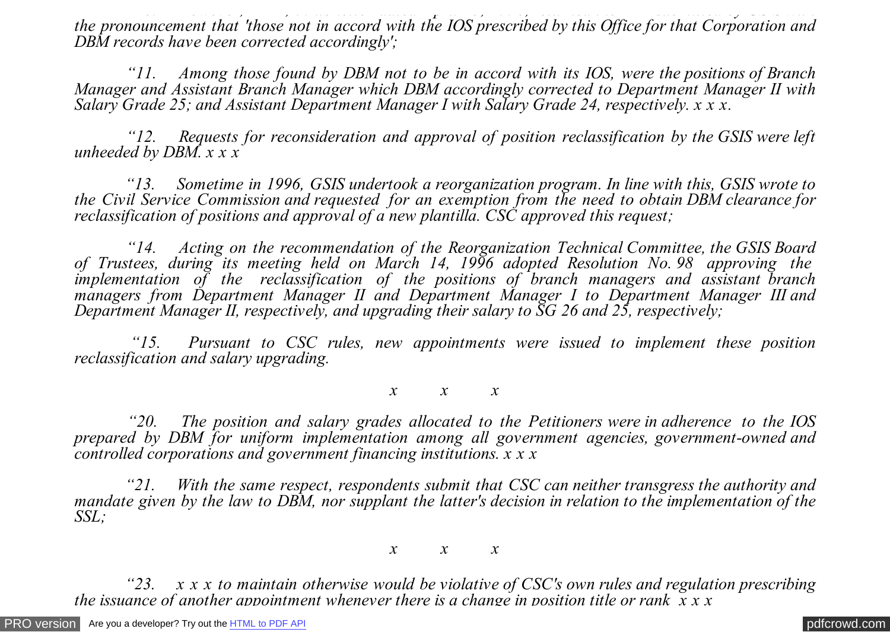*the pronouncement that 'those not in accord with the IOS prescribed by this Office for that Corporation and DBM records have been corrected accordingly';*

*"11. Among those found by DBM not to be in accord with its IOS, were the positions of Branch Manager and Assistant Branch Manager which DBM accordingly corrected to Department Manager II with Salary Grade 25; and Assistant Department Manager I with Salary Grade 24, respectively. x x x.*

*"12. Requests for reconsideration and approval of position reclassification by the GSIS were left unheeded by DBM. x x x*

*"13. Sometime in 1996, GSIS undertook a reorganization program. In line with this, GSIS wrote to the Civil Service Commission and requested for an exemption from the need to obtain DBM clearance for reclassification of positions and approval of a new plantilla. CSC approved this request;*

*"14. Acting on the recommendation of the Reorganization Technical Committee, the GSIS Board of Trustees, during its meeting held on March 14, 1996 adopted Resolution No. 98 approving the implementation of the reclassification of the positions of branch managers and assistant branch managers from Department Manager II and Department Manager I to Department Manager III and Department Manager II, respectively, and upgrading their salary to SG 26 and 25, respectively;*

*"15. Pursuant to CSC rules, new appointments were issued to implement these position reclassification and salary upgrading.*

*x x x*

*"20. The position and salary grades allocated to the Petitioners were in adherence to the IOS prepared by DBM for uniform implementation among all government agencies, government-owned and controlled corporations and government financing institutions. x x x*

*"21. With the same respect, respondents submit that CSC can neither transgress the authority and mandate given by the law to DBM, nor supplant the latter's decision in relation to the implementation of the SSL;*

*x x x*

*"23. x x x to maintain otherwise would be violative of CSC's own rules and regulation prescribing the issuance of another appointment whenever there is a change in position title or rank x x x*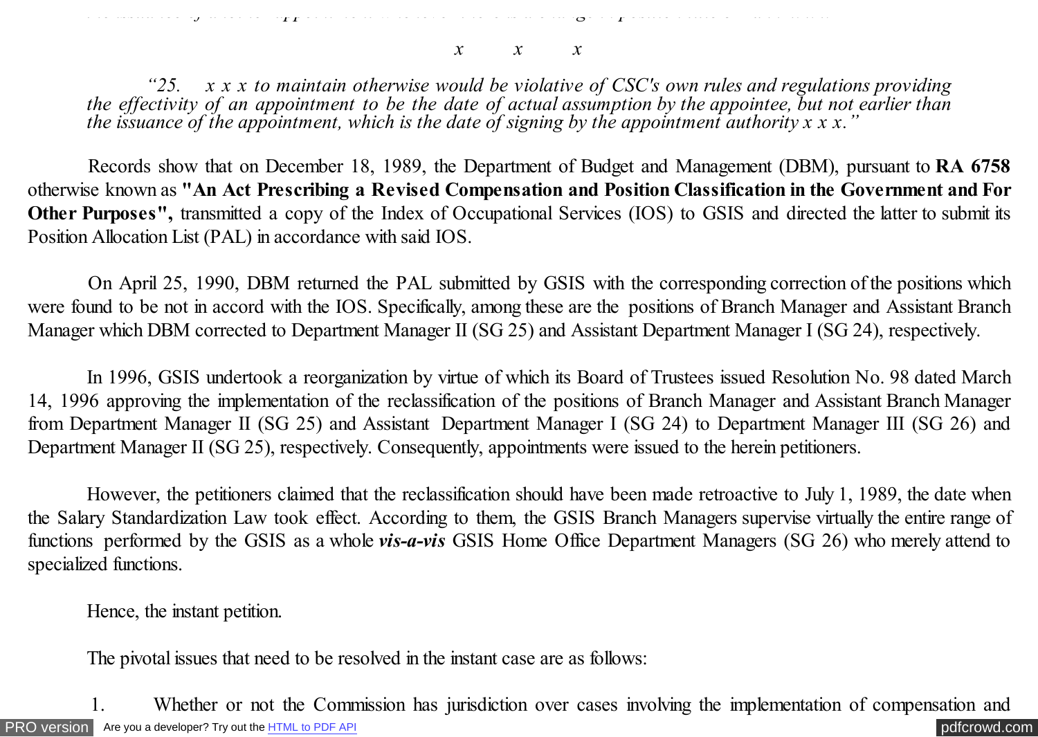x x x

*"25. x x x to maintain otherwise would be violative of CSC's own rules and regulations providing the effectivity of an appointment to be the date of actual assumption by the appointee, but not earlier than the issuance of the appointment, which is the date of signing by the appointment authority x x x."*

Records show that on December 18, 1989, the Department of Budget and Management (DBM), pursuant to **RA 6758** otherwise known as **"An Act Prescribing a Revised Compensation and Position Classification in the Government and For Other Purposes",** transmitted a copy of the Index of Occupational Services (IOS) to GSIS and directed the latter to submit its Position Allocation List (PAL) in accordance with said IOS.

On April 25, 1990, DBM returned the PAL submitted by GSIS with the corresponding correction of the positions which were found to be not in accord with the IOS. Specifically, among these are the positions of Branch Manager and Assistant Branch Manager which DBM corrected to Department Manager II (SG 25) and Assistant Department Manager I (SG 24), respectively.

In 1996, GSIS undertook a reorganization by virtue of which its Board of Trustees issued Resolution No. 98 dated March 14, 1996 approving the implementation of the reclassification of the positions of Branch Manager and Assistant Branch Manager from Department Manager II (SG 25) and Assistant Department Manager I (SG 24) to Department Manager III (SG 26) and Department Manager II (SG 25), respectively. Consequently, appointments were issued to the herein petitioners.

However, the petitioners claimed that the reclassification should have been made retroactive to July 1, 1989, the date when the Salary Standardization Law took effect. According to them, the GSIS Branch Managers supervise virtually the entire range of functions performed by the GSIS as a whole ***vis-a-vis*** GSIS Home Office Department Managers (SG 26) who merely attend to specialized functions.

Hence, the instant petition.

The pivotal issues that need to be resolved in the instant case are as follows:

1. Whether or not the Commission has jurisdiction over cases involving the implementation of compensation and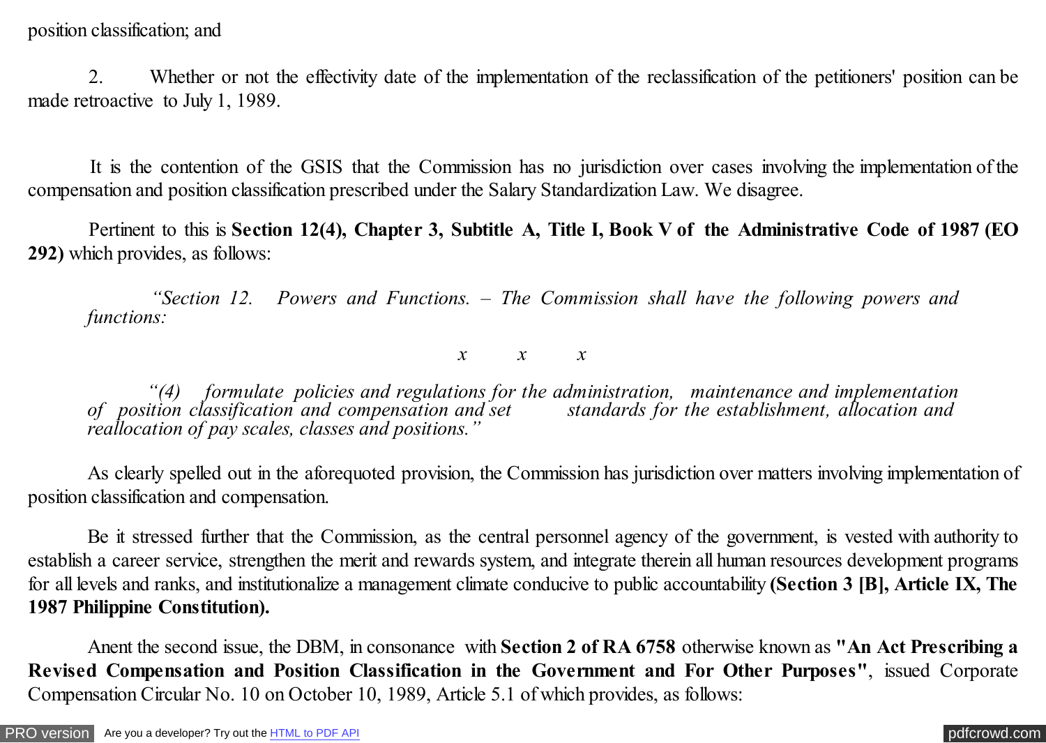position classification; and

2. Whether or not the effectivity date of the implementation of the reclassification of the petitioners' position can be made retroactive to July 1, 1989.

It is the contention of the GSIS that the Commission has no jurisdiction over cases involving the implementation of the compensation and position classification prescribed under the Salary Standardization Law. We disagree.

Pertinent to this is **Section 12(4), Chapter 3, Subtitle A, Title I, Book V of the Administrative Code of 1987 (EO 292)** which provides, as follows:

> *"Section 12. Powers and Functions. – The Commission shall have the following powers and functions:*
>
> *x x x*
>
> *"(4) formulate policies and regulations for the administration, maintenance and implementation of position classification and compensation and set standards for the establishment, allocation and reallocation of pay scales, classes and positions."*

As clearly spelled out in the aforequoted provision, the Commission has jurisdiction over matters involving implementation of position classification and compensation.

Be it stressed further that the Commission, as the central personnel agency of the government, is vested with authority to establish a career service, strengthen the merit and rewards system, and integrate therein all human resources development programs for all levels and ranks, and institutionalize a management climate conducive to public accountability **(Section 3 [B], Article IX, The 1987 Philippine Constitution).**

Anent the second issue, the DBM, in consonance with **Section 2 of RA 6758** otherwise known as **"An Act Prescribing a Revised Compensation and Position Classification in the Government and For Other Purposes"**, issued Corporate Compensation Circular No. 10 on October 10, 1989, Article 5.1 of which provides, as follows: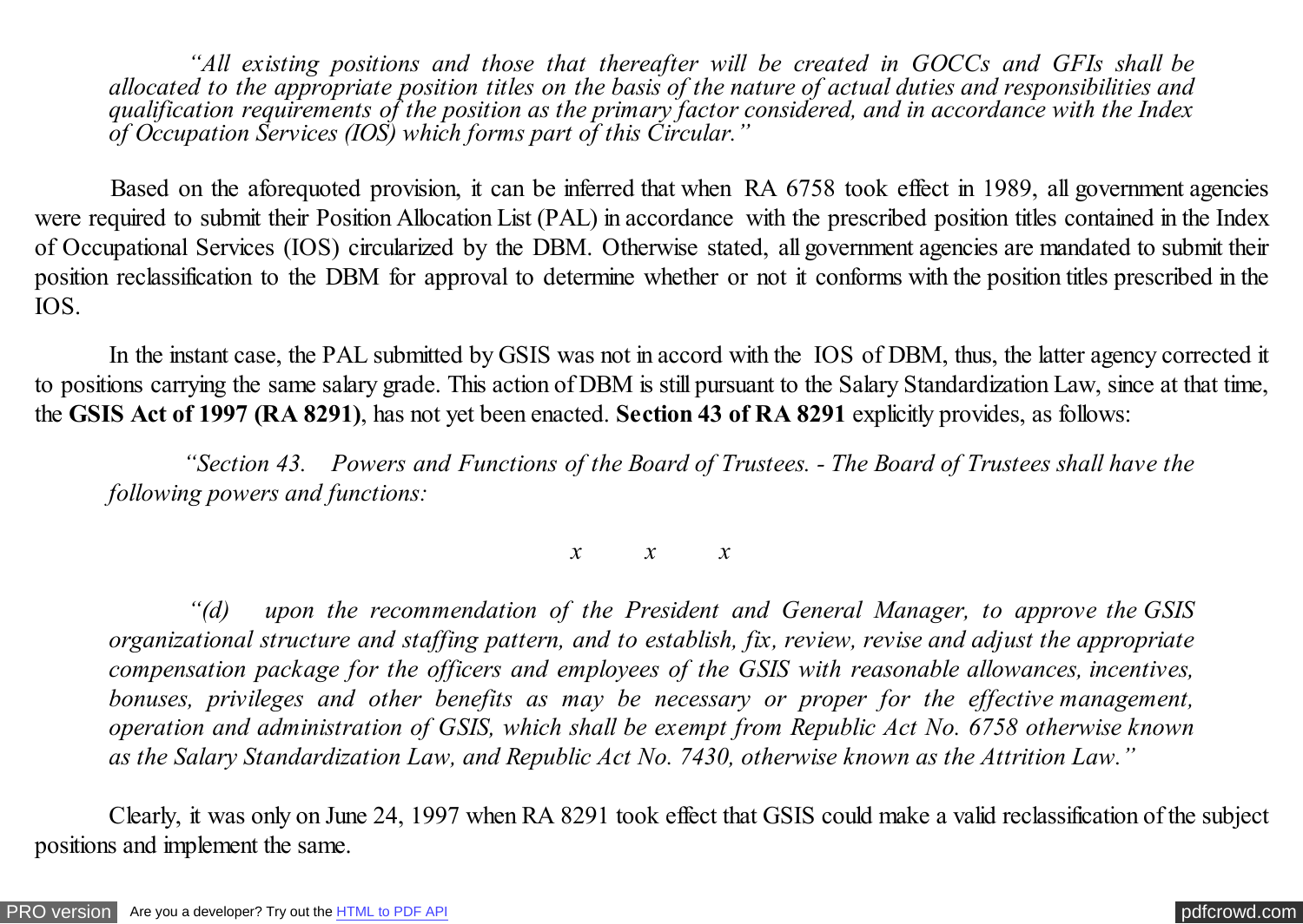*"All existing positions and those that thereafter will be created in GOCCs and GFIs shall be allocated to the appropriate position titles on the basis of the nature of actual duties and responsibilities and qualification requirements of the position as the primary factor considered, and in accordance with the Index of Occupation Services (IOS) which forms part of this Circular."*

Based on the aforequoted provision, it can be inferred that when RA 6758 took effect in 1989, all government agencies were required to submit their Position Allocation List (PAL) in accordance with the prescribed position titles contained in the Index of Occupational Services (IOS) circularized by the DBM. Otherwise stated, all government agencies are mandated to submit their position reclassification to the DBM for approval to determine whether or not it conforms with the position titles prescribed in the IOS.

In the instant case, the PAL submitted by GSIS was not in accord with the IOS of DBM, thus, the latter agency corrected it to positions carrying the same salary grade. This action of DBM is still pursuant to the Salary Standardization Law, since at that time, the **GSIS Act of 1997 (RA 8291)**, has not yet been enacted. **Section 43 of RA 8291** explicitly provides, as follows:

*"Section 43. Powers and Functions of the Board of Trustees. - The Board of Trustees shall have the following powers and functions:*

*x x x*

*"(d) upon the recommendation of the President and General Manager, to approve the GSIS organizational structure and staffing pattern, and to establish, fix, review, revise and adjust the appropriate compensation package for the officers and employees of the GSIS with reasonable allowances, incentives, bonuses, privileges and other benefits as may be necessary or proper for the effective management, operation and administration of GSIS, which shall be exempt from Republic Act No. 6758 otherwise known as the Salary Standardization Law, and Republic Act No. 7430, otherwise known as the Attrition Law."*

Clearly, it was only on June 24, 1997 when RA 8291 took effect that GSIS could make a valid reclassification of the subject positions and implement the same.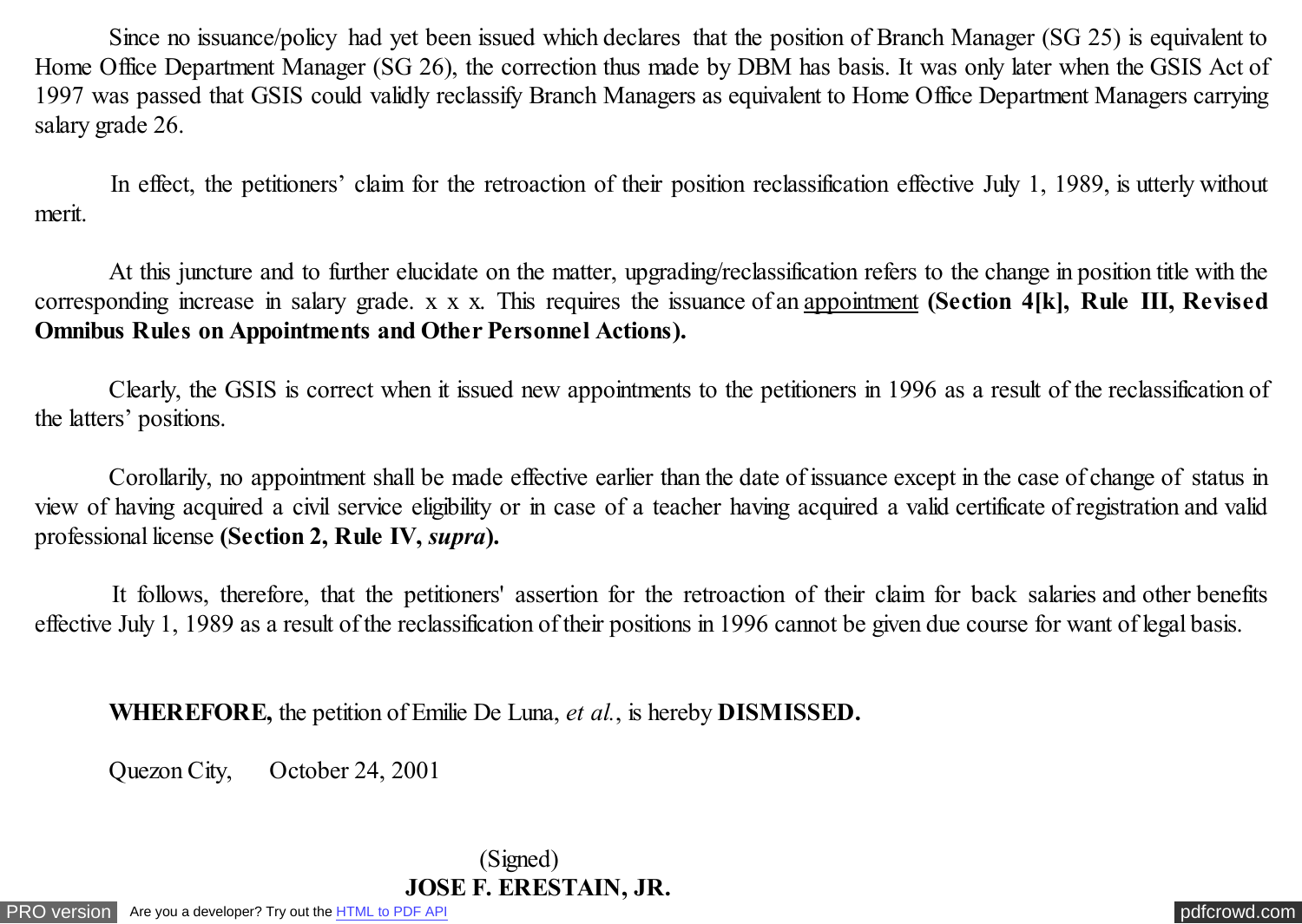Since no issuance/policy had yet been issued which declares that the position of Branch Manager (SG 25) is equivalent to Home Office Department Manager (SG 26), the correction thus made by DBM has basis. It was only later when the GSIS Act of 1997 was passed that GSIS could validly reclassify Branch Managers as equivalent to Home Office Department Managers carrying salary grade 26.

In effect, the petitioners' claim for the retroaction of their position reclassification effective July 1, 1989, is utterly without merit.

At this juncture and to further elucidate on the matter, upgrading/reclassification refers to the change in position title with the corresponding increase in salary grade. x x x. This requires the issuance of an <u>appointment</u> **(Section 4[k], Rule III, Revised Omnibus Rules on Appointments and Other Personnel Actions).**

Clearly, the GSIS is correct when it issued new appointments to the petitioners in 1996 as a result of the reclassification of the latters' positions.

Corollarily, no appointment shall be made effective earlier than the date of issuance except in the case of change of status in view of having acquired a civil service eligibility or in case of a teacher having acquired a valid certificate of registration and valid professional license **(Section 2, Rule IV, *supra*).**

It follows, therefore, that the petitioners' assertion for the retroaction of their claim for back salaries and other benefits effective July 1, 1989 as a result of the reclassification of their positions in 1996 cannot be given due course for want of legal basis.

**WHEREFORE,** the petition of Emilie De Luna, *et al.*, is hereby **DISMISSED.**

Quezon City, October 24, 2001

(Signed)
**JOSE F. ERESTAIN, JR.**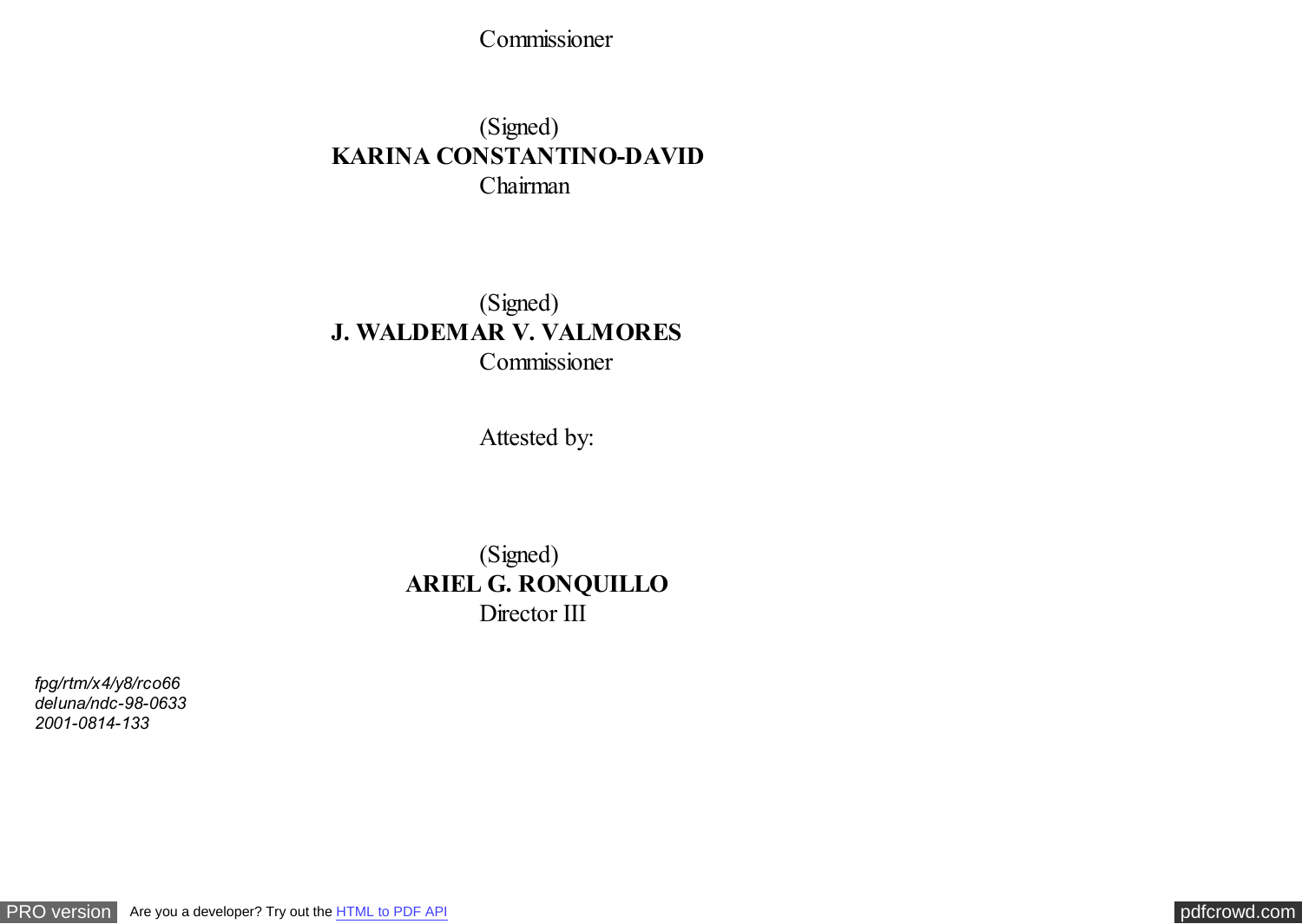Commissioner

(Signed)
**KARINA CONSTANTINO-DAVID**
Chairman

(Signed)
**J. WALDEMAR V. VALMORES**
Commissioner

Attested by:

(Signed)
**ARIEL G. RONQUILLO**
Director III

*fpg/rtm/x4/y8/rco66*
*deluna/ndc-98-0633*
*2001-0814-133*